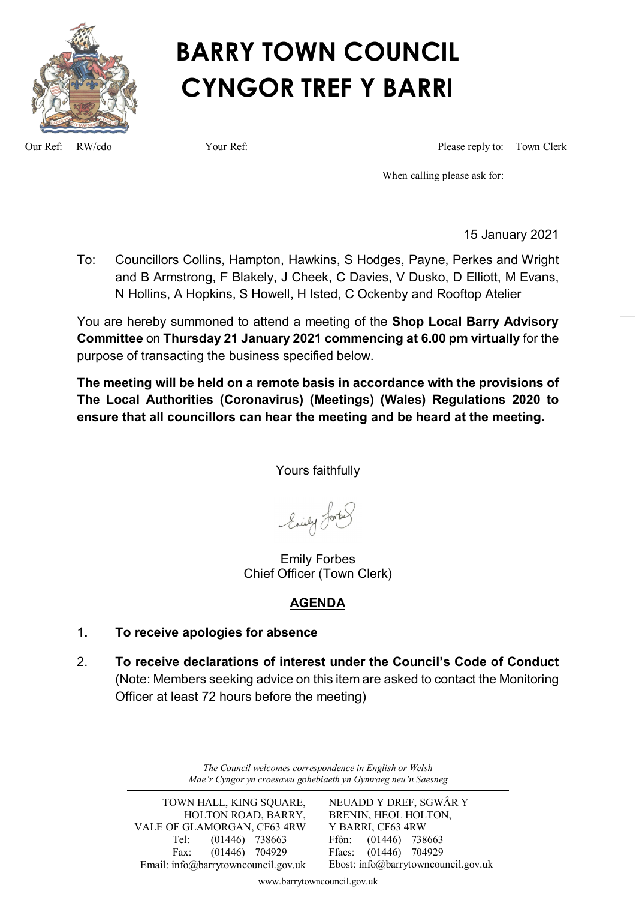# BARRY TOWN COUNCIL
# CYNGOR TREF Y BARRI

Our Ref: RW/cdo Your Ref: Please reply to: Town Clerk

When calling please ask for:

15 January 2021

To: Councillors Collins, Hampton, Hawkins, S Hodges, Payne, Perkes and Wright and B Armstrong, F Blakely, J Cheek, C Davies, V Dusko, D Elliott, M Evans, N Hollins, A Hopkins, S Howell, H Isted, C Ockenby and Rooftop Atelier

You are hereby summoned to attend a meeting of the **Shop Local Barry Advisory Committee** on **Thursday 21 January 2021 commencing at 6.00 pm virtually** for the purpose of transacting the business specified below.

**The meeting will be held on a remote basis in accordance with the provisions of The Local Authorities (Coronavirus) (Meetings) (Wales) Regulations 2020 to ensure that all councillors can hear the meeting and be heard at the meeting.**

Yours faithfully

Emily Forbes
Chief Officer (Town Clerk)

## AGENDA

1. **To receive apologies for absence**

2. **To receive declarations of interest under the Council's Code of Conduct** (Note: Members seeking advice on this item are asked to contact the Monitoring Officer at least 72 hours before the meeting)

*The Council welcomes correspondence in English or Welsh*
*Mae'r Cyngor yn croesawu gohebiaeth yn Gymraeg neu'n Saesneg*

| | |
|---|---|
| TOWN HALL, KING SQUARE, HOLTON ROAD, BARRY, VALE OF GLAMORGAN, CF63 4RW | NEUADD Y DREF, SGWÂR Y BRENIN, HEOL HOLTON, Y BARRI, CF63 4RW |
| Tel: (01446) 738663 | Ffôn: (01446) 738663 |
| Fax: (01446) 704929 | Ffacs: (01446) 704929 |
| Email: info@barrytowncouncil.gov.uk | Ebost: info@barrytowncouncil.gov.uk |

www.barrytowncouncil.gov.uk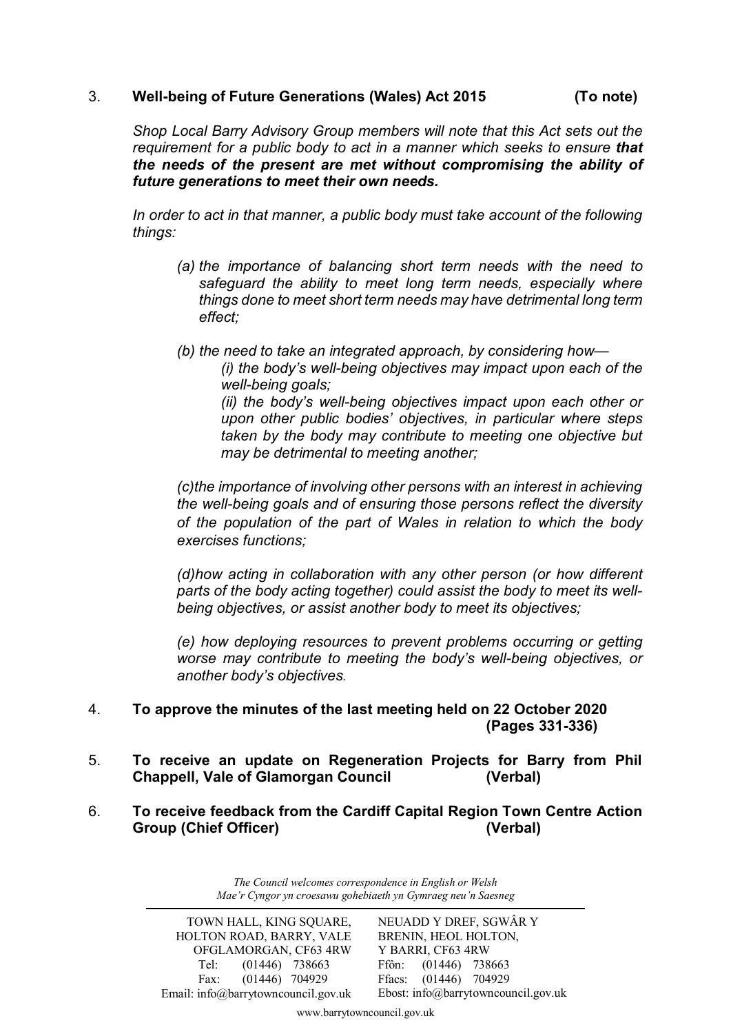3. **Well-being of Future Generations (Wales) Act 2015 (To note)**

*Shop Local Barry Advisory Group members will note that this Act sets out the requirement for a public body to act in a manner which seeks to ensure* ***that the needs of the present are met without compromising the ability of future generations to meet their own needs.***

*In order to act in that manner, a public body must take account of the following things:*

*(a) the importance of balancing short term needs with the need to safeguard the ability to meet long term needs, especially where things done to meet short term needs may have detrimental long term effect;*

*(b) the need to take an integrated approach, by considering how—*

*(i) the body's well-being objectives may impact upon each of the well-being goals;*

*(ii) the body's well-being objectives impact upon each other or upon other public bodies' objectives, in particular where steps taken by the body may contribute to meeting one objective but may be detrimental to meeting another;*

*(c)the importance of involving other persons with an interest in achieving the well-being goals and of ensuring those persons reflect the diversity of the population of the part of Wales in relation to which the body exercises functions;*

*(d)how acting in collaboration with any other person (or how different parts of the body acting together) could assist the body to meet its well-being objectives, or assist another body to meet its objectives;*

*(e) how deploying resources to prevent problems occurring or getting worse may contribute to meeting the body's well-being objectives, or another body's objectives.*

4. **To approve the minutes of the last meeting held on 22 October 2020 (Pages 331-336)**

5. **To receive an update on Regeneration Projects for Barry from Phil Chappell, Vale of Glamorgan Council (Verbal)**

6. **To receive feedback from the Cardiff Capital Region Town Centre Action Group (Chief Officer) (Verbal)**

*The Council welcomes correspondence in English or Welsh*
*Mae'r Cyngor yn croesawu gohebiaeth yn Gymraeg neu'n Saesneg*

TOWN HALL, KING SQUARE, HOLTON ROAD, BARRY, VALE OFGLAMORGAN, CF63 4RW
Tel: (01446) 738663
Fax: (01446) 704929
Email: info@barrytowncouncil.gov.uk

NEUADD Y DREF, SGWÂR Y BRENIN, HEOL HOLTON, Y BARRI, CF63 4RW
Ffôn: (01446) 738663
Ffacs: (01446) 704929
Ebost: info@barrytowncouncil.gov.uk

www.barrytowncouncil.gov.uk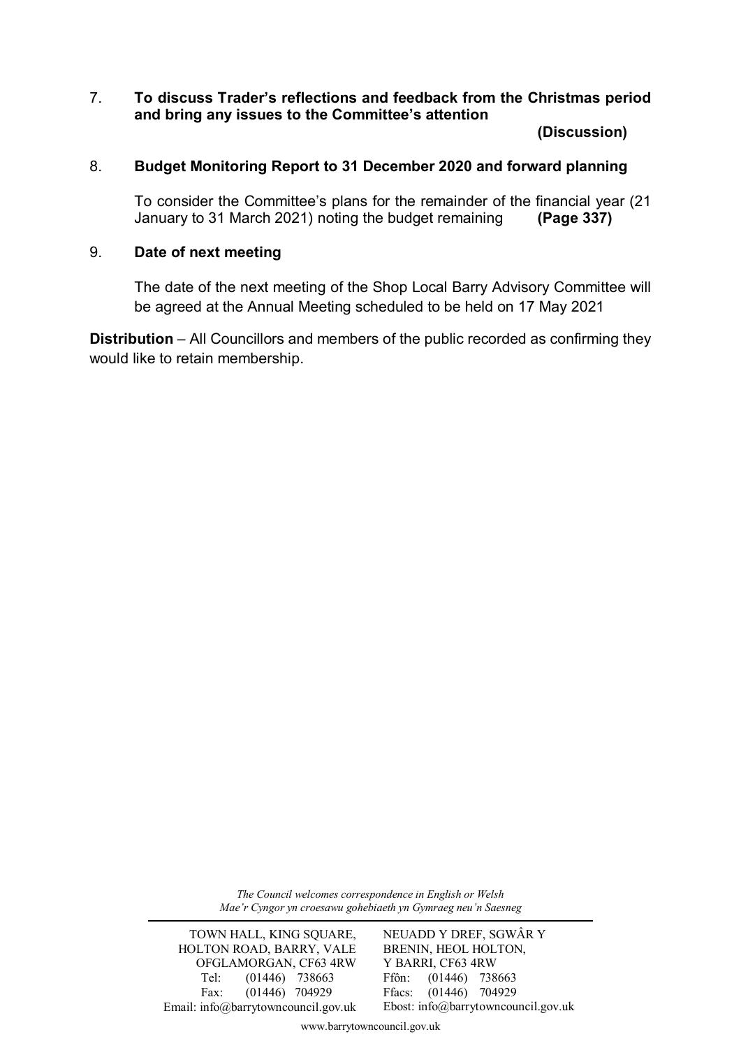7. **To discuss Trader's reflections and feedback from the Christmas period and bring any issues to the Committee's attention**

   **(Discussion)**

8. **Budget Monitoring Report to 31 December 2020 and forward planning**

   To consider the Committee's plans for the remainder of the financial year (21 January to 31 March 2021) noting the budget remaining **(Page 337)**

9. **Date of next meeting**

   The date of the next meeting of the Shop Local Barry Advisory Committee will be agreed at the Annual Meeting scheduled to be held on 17 May 2021

**Distribution** – All Councillors and members of the public recorded as confirming they would like to retain membership.

*The Council welcomes correspondence in English or Welsh*
*Mae'r Cyngor yn croesawu gohebiaeth yn Gymraeg neu'n Saesneg*

TOWN HALL, KING SQUARE, HOLTON ROAD, BARRY, VALE OFGLAMORGAN, CF63 4RW
Tel: (01446) 738663
Fax: (01446) 704929
Email: info@barrytowncouncil.gov.uk

NEUADD Y DREF, SGWÂR Y BRENIN, HEOL HOLTON, Y BARRI, CF63 4RW
Ffôn: (01446) 738663
Ffacs: (01446) 704929
Ebost: info@barrytowncouncil.gov.uk

www.barrytowncouncil.gov.uk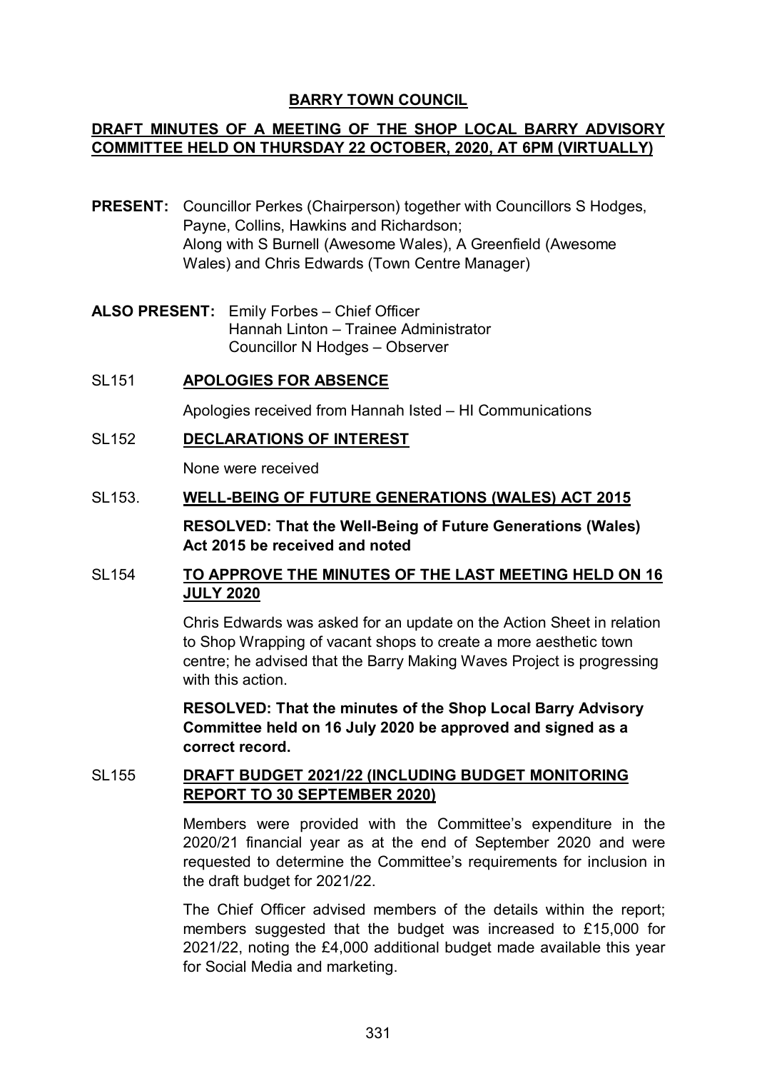**BARRY TOWN COUNCIL**

**DRAFT MINUTES OF A MEETING OF THE SHOP LOCAL BARRY ADVISORY COMMITTEE HELD ON THURSDAY 22 OCTOBER, 2020, AT 6PM (VIRTUALLY)**

**PRESENT:** Councillor Perkes (Chairperson) together with Councillors S Hodges, Payne, Collins, Hawkins and Richardson;
Along with S Burnell (Awesome Wales), A Greenfield (Awesome Wales) and Chris Edwards (Town Centre Manager)

**ALSO PRESENT:** Emily Forbes – Chief Officer
Hannah Linton – Trainee Administrator
Councillor N Hodges – Observer

SL151 **APOLOGIES FOR ABSENCE**

Apologies received from Hannah Isted – HI Communications

SL152 **DECLARATIONS OF INTEREST**

None were received

SL153. **WELL-BEING OF FUTURE GENERATIONS (WALES) ACT 2015**

**RESOLVED: That the Well-Being of Future Generations (Wales) Act 2015 be received and noted**

SL154 **TO APPROVE THE MINUTES OF THE LAST MEETING HELD ON 16 JULY 2020**

Chris Edwards was asked for an update on the Action Sheet in relation to Shop Wrapping of vacant shops to create a more aesthetic town centre; he advised that the Barry Making Waves Project is progressing with this action.

**RESOLVED: That the minutes of the Shop Local Barry Advisory Committee held on 16 July 2020 be approved and signed as a correct record.**

SL155 **DRAFT BUDGET 2021/22 (INCLUDING BUDGET MONITORING REPORT TO 30 SEPTEMBER 2020)**

Members were provided with the Committee's expenditure in the 2020/21 financial year as at the end of September 2020 and were requested to determine the Committee's requirements for inclusion in the draft budget for 2021/22.

The Chief Officer advised members of the details within the report; members suggested that the budget was increased to £15,000 for 2021/22, noting the £4,000 additional budget made available this year for Social Media and marketing.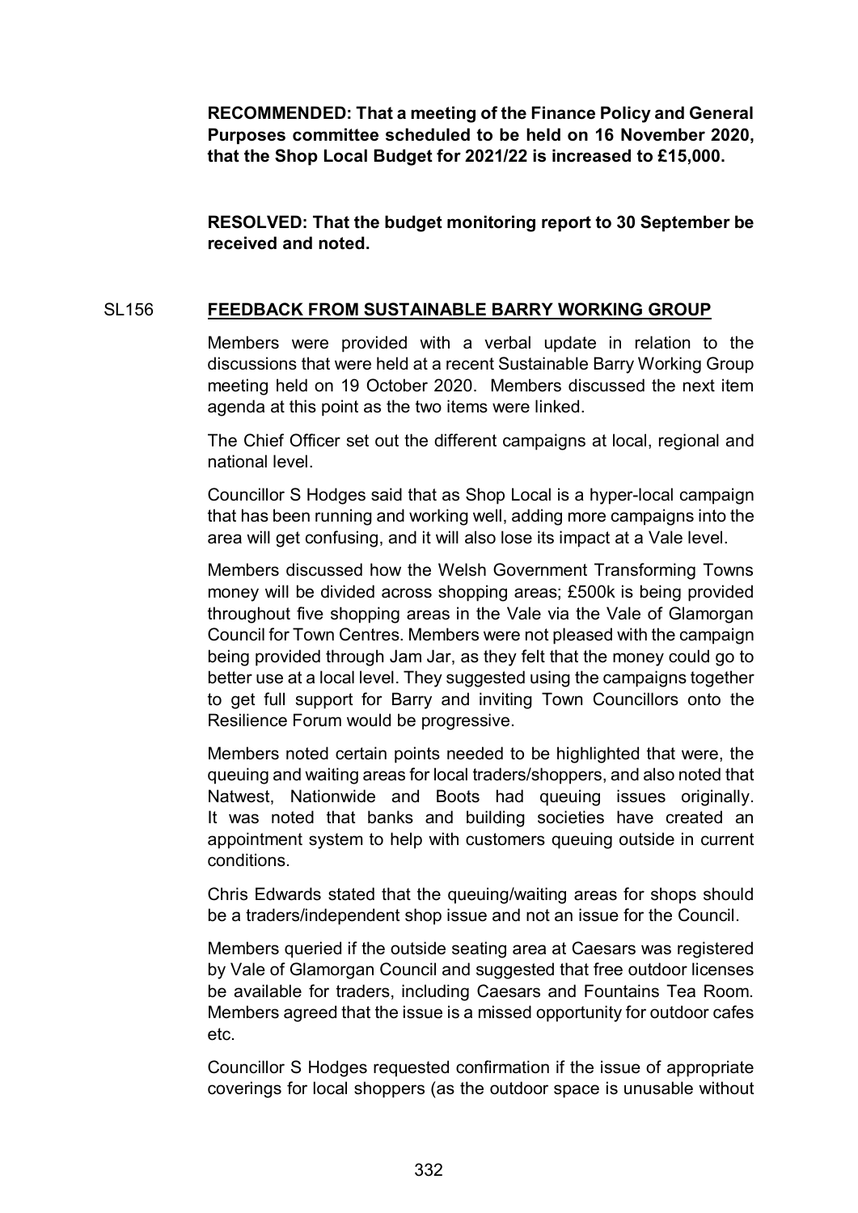**RECOMMENDED: That a meeting of the Finance Policy and General Purposes committee scheduled to be held on 16 November 2020, that the Shop Local Budget for 2021/22 is increased to £15,000.**

**RESOLVED: That the budget monitoring report to 30 September be received and noted.**

## SL156 FEEDBACK FROM SUSTAINABLE BARRY WORKING GROUP

Members were provided with a verbal update in relation to the discussions that were held at a recent Sustainable Barry Working Group meeting held on 19 October 2020. Members discussed the next item agenda at this point as the two items were linked.

The Chief Officer set out the different campaigns at local, regional and national level.

Councillor S Hodges said that as Shop Local is a hyper-local campaign that has been running and working well, adding more campaigns into the area will get confusing, and it will also lose its impact at a Vale level.

Members discussed how the Welsh Government Transforming Towns money will be divided across shopping areas; £500k is being provided throughout five shopping areas in the Vale via the Vale of Glamorgan Council for Town Centres. Members were not pleased with the campaign being provided through Jam Jar, as they felt that the money could go to better use at a local level. They suggested using the campaigns together to get full support for Barry and inviting Town Councillors onto the Resilience Forum would be progressive.

Members noted certain points needed to be highlighted that were, the queuing and waiting areas for local traders/shoppers, and also noted that Natwest, Nationwide and Boots had queuing issues originally. It was noted that banks and building societies have created an appointment system to help with customers queuing outside in current conditions.

Chris Edwards stated that the queuing/waiting areas for shops should be a traders/independent shop issue and not an issue for the Council.

Members queried if the outside seating area at Caesars was registered by Vale of Glamorgan Council and suggested that free outdoor licenses be available for traders, including Caesars and Fountains Tea Room. Members agreed that the issue is a missed opportunity for outdoor cafes etc.

Councillor S Hodges requested confirmation if the issue of appropriate coverings for local shoppers (as the outdoor space is unusable without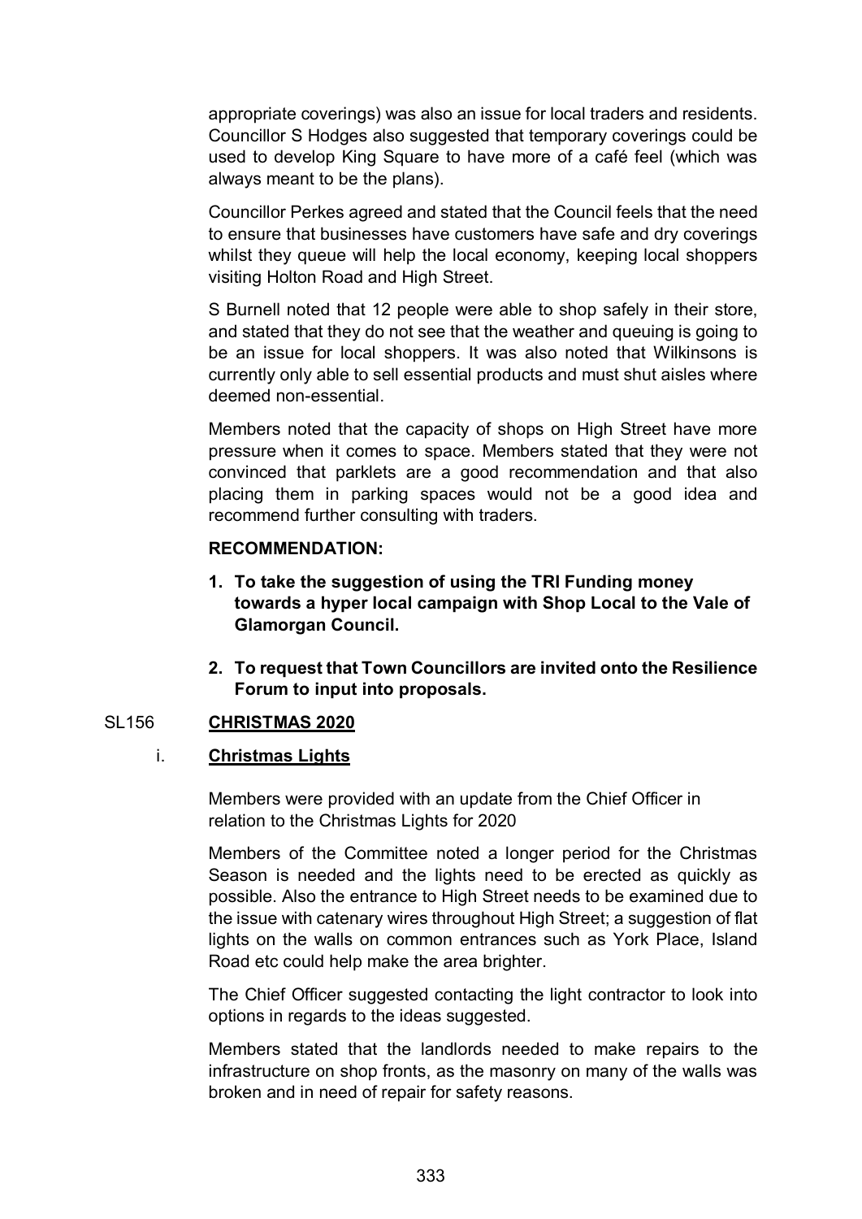appropriate coverings) was also an issue for local traders and residents. Councillor S Hodges also suggested that temporary coverings could be used to develop King Square to have more of a café feel (which was always meant to be the plans).

Councillor Perkes agreed and stated that the Council feels that the need to ensure that businesses have customers have safe and dry coverings whilst they queue will help the local economy, keeping local shoppers visiting Holton Road and High Street.

S Burnell noted that 12 people were able to shop safely in their store, and stated that they do not see that the weather and queuing is going to be an issue for local shoppers. It was also noted that Wilkinsons is currently only able to sell essential products and must shut aisles where deemed non-essential.

Members noted that the capacity of shops on High Street have more pressure when it comes to space. Members stated that they were not convinced that parklets are a good recommendation and that also placing them in parking spaces would not be a good idea and recommend further consulting with traders.

**RECOMMENDATION:**

1. **To take the suggestion of using the TRI Funding money towards a hyper local campaign with Shop Local to the Vale of Glamorgan Council.**
2. **To request that Town Councillors are invited onto the Resilience Forum to input into proposals.**

## SL156 CHRISTMAS 2020

### i. Christmas Lights

Members were provided with an update from the Chief Officer in relation to the Christmas Lights for 2020

Members of the Committee noted a longer period for the Christmas Season is needed and the lights need to be erected as quickly as possible. Also the entrance to High Street needs to be examined due to the issue with catenary wires throughout High Street; a suggestion of flat lights on the walls on common entrances such as York Place, Island Road etc could help make the area brighter.

The Chief Officer suggested contacting the light contractor to look into options in regards to the ideas suggested.

Members stated that the landlords needed to make repairs to the infrastructure on shop fronts, as the masonry on many of the walls was broken and in need of repair for safety reasons.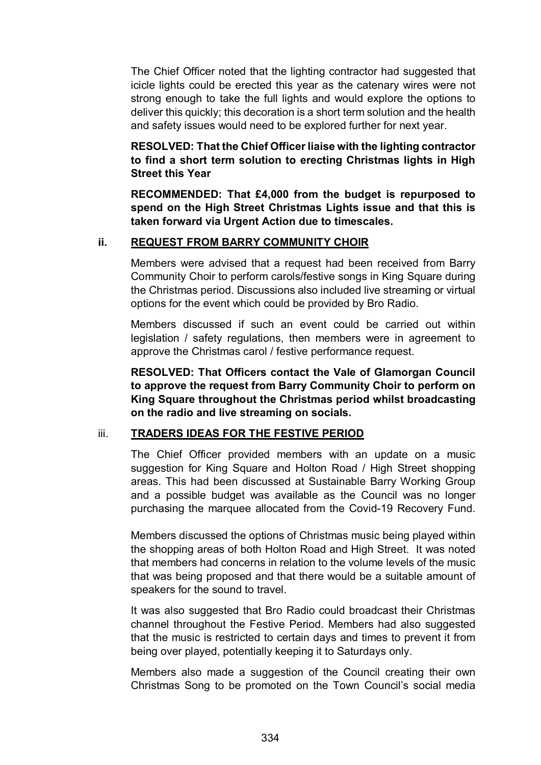The Chief Officer noted that the lighting contractor had suggested that icicle lights could be erected this year as the catenary wires were not strong enough to take the full lights and would explore the options to deliver this quickly; this decoration is a short term solution and the health and safety issues would need to be explored further for next year.

**RESOLVED: That the Chief Officer liaise with the lighting contractor to find a short term solution to erecting Christmas lights in High Street this Year**

**RECOMMENDED: That £4,000 from the budget is repurposed to spend on the High Street Christmas Lights issue and that this is taken forward via Urgent Action due to timescales.**

### ii. REQUEST FROM BARRY COMMUNITY CHOIR

Members were advised that a request had been received from Barry Community Choir to perform carols/festive songs in King Square during the Christmas period. Discussions also included live streaming or virtual options for the event which could be provided by Bro Radio.

Members discussed if such an event could be carried out within legislation / safety regulations, then members were in agreement to approve the Christmas carol / festive performance request.

**RESOLVED: That Officers contact the Vale of Glamorgan Council to approve the request from Barry Community Choir to perform on King Square throughout the Christmas period whilst broadcasting on the radio and live streaming on socials.**

### iii. TRADERS IDEAS FOR THE FESTIVE PERIOD

The Chief Officer provided members with an update on a music suggestion for King Square and Holton Road / High Street shopping areas. This had been discussed at Sustainable Barry Working Group and a possible budget was available as the Council was no longer purchasing the marquee allocated from the Covid-19 Recovery Fund.

Members discussed the options of Christmas music being played within the shopping areas of both Holton Road and High Street. It was noted that members had concerns in relation to the volume levels of the music that was being proposed and that there would be a suitable amount of speakers for the sound to travel.

It was also suggested that Bro Radio could broadcast their Christmas channel throughout the Festive Period. Members had also suggested that the music is restricted to certain days and times to prevent it from being over played, potentially keeping it to Saturdays only.

Members also made a suggestion of the Council creating their own Christmas Song to be promoted on the Town Council's social media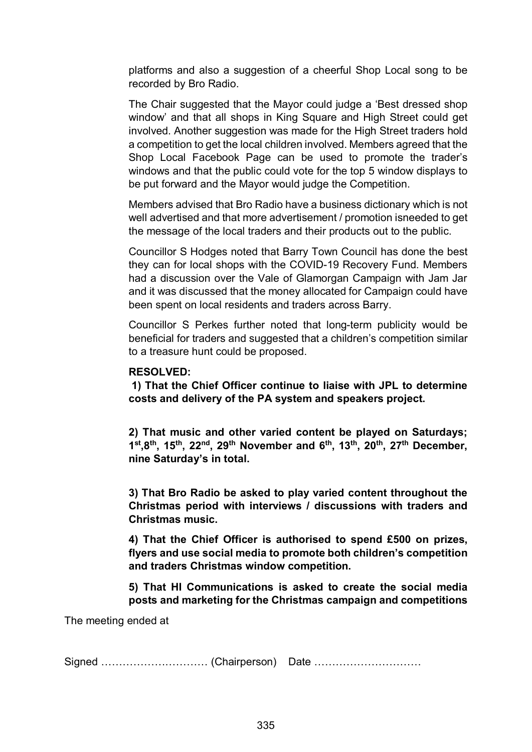platforms and also a suggestion of a cheerful Shop Local song to be recorded by Bro Radio.

The Chair suggested that the Mayor could judge a 'Best dressed shop window' and that all shops in King Square and High Street could get involved. Another suggestion was made for the High Street traders hold a competition to get the local children involved. Members agreed that the Shop Local Facebook Page can be used to promote the trader's windows and that the public could vote for the top 5 window displays to be put forward and the Mayor would judge the Competition.

Members advised that Bro Radio have a business dictionary which is not well advertised and that more advertisement / promotion isneeded to get the message of the local traders and their products out to the public.

Councillor S Hodges noted that Barry Town Council has done the best they can for local shops with the COVID-19 Recovery Fund. Members had a discussion over the Vale of Glamorgan Campaign with Jam Jar and it was discussed that the money allocated for Campaign could have been spent on local residents and traders across Barry.

Councillor S Perkes further noted that long-term publicity would be beneficial for traders and suggested that a children's competition similar to a treasure hunt could be proposed.

**RESOLVED:**

**1) That the Chief Officer continue to liaise with JPL to determine costs and delivery of the PA system and speakers project.**

**2) That music and other varied content be played on Saturdays; 1st,8th, 15th, 22nd, 29th November and 6th, 13th, 20th, 27th December, nine Saturday's in total.**

**3) That Bro Radio be asked to play varied content throughout the Christmas period with interviews / discussions with traders and Christmas music.**

**4) That the Chief Officer is authorised to spend £500 on prizes, flyers and use social media to promote both children's competition and traders Christmas window competition.**

**5) That HI Communications is asked to create the social media posts and marketing for the Christmas campaign and competitions**

The meeting ended at

Signed ………………………… (Chairperson) Date …………………………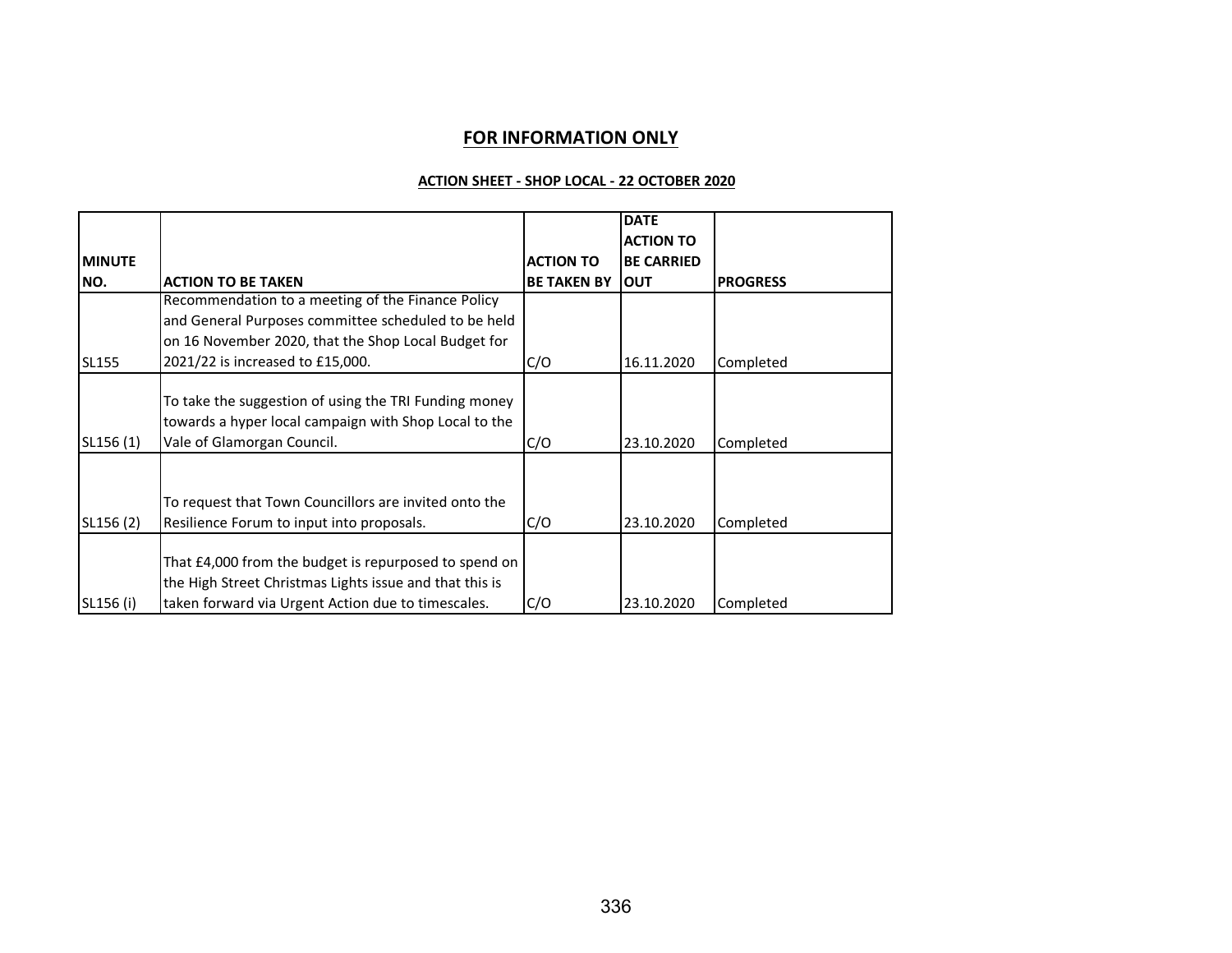## FOR INFORMATION ONLY

**ACTION SHEET - SHOP LOCAL - 22 OCTOBER 2020**

| MINUTE NO. | ACTION TO BE TAKEN | ACTION TO BE TAKEN BY | DATE ACTION TO BE CARRIED OUT | PROGRESS |
|---|---|---|---|---|
| SL155 | Recommendation to a meeting of the Finance Policy and General Purposes committee scheduled to be held on 16 November 2020, that the Shop Local Budget for 2021/22 is increased to £15,000. | C/O | 16.11.2020 | Completed |
| SL156 (1) | To take the suggestion of using the TRI Funding money towards a hyper local campaign with Shop Local to the Vale of Glamorgan Council. | C/O | 23.10.2020 | Completed |
| SL156 (2) | To request that Town Councillors are invited onto the Resilience Forum to input into proposals. | C/O | 23.10.2020 | Completed |
| SL156 (i) | That £4,000 from the budget is repurposed to spend on the High Street Christmas Lights issue and that this is taken forward via Urgent Action due to timescales. | C/O | 23.10.2020 | Completed |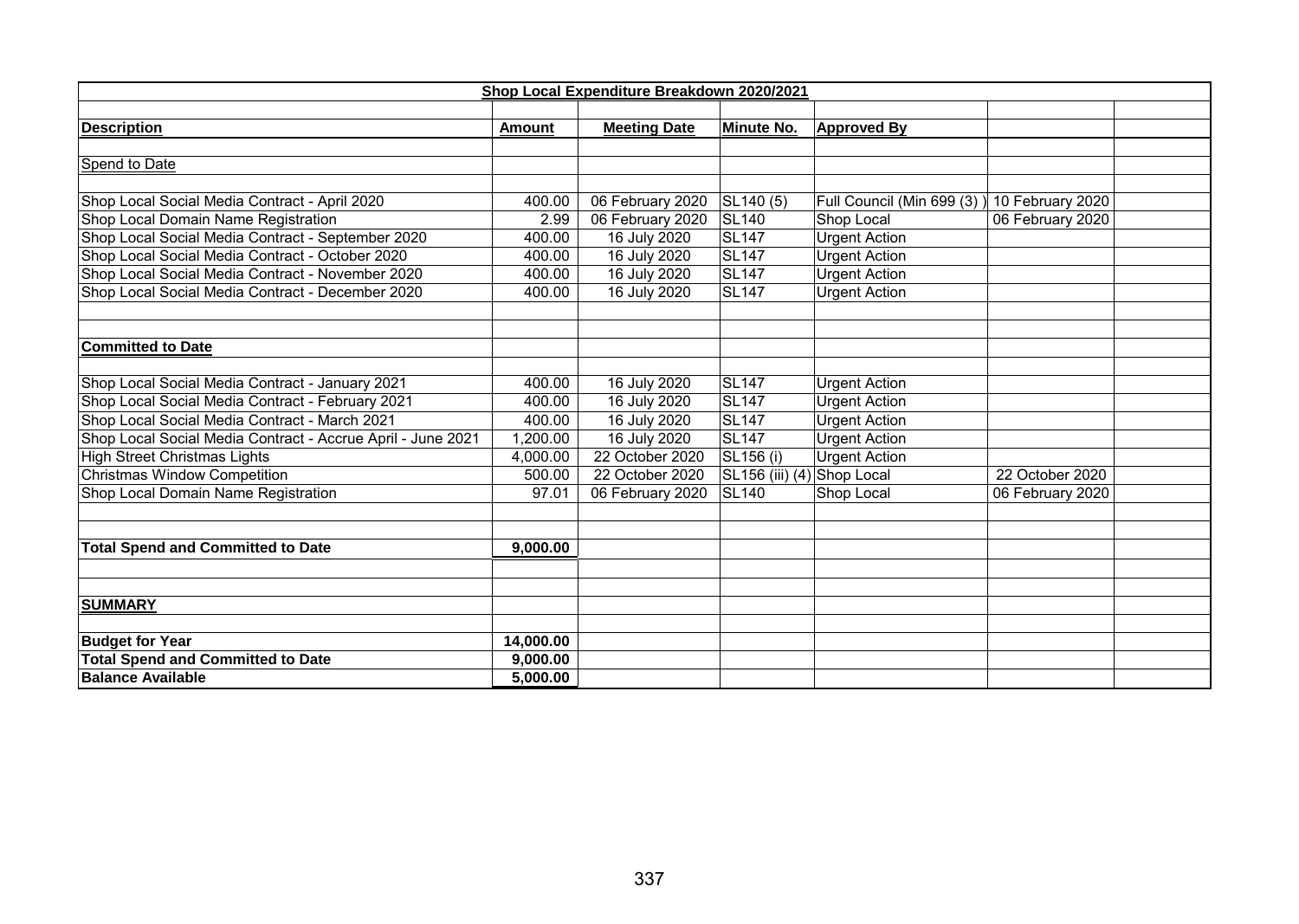## Shop Local Expenditure Breakdown 2020/2021

| Description | Amount | Meeting Date | Minute No. | Approved By | | |
|---|---|---|---|---|---|---|
| Spend to Date | | | | | | |
| Shop Local Social Media Contract - April 2020 | 400.00 | 06 February 2020 | SL140 (5) | Full Council (Min 699 (3) ) | 10 February 2020 | |
| Shop Local Domain Name Registration | 2.99 | 06 February 2020 | SL140 | Shop Local | 06 February 2020 | |
| Shop Local Social Media Contract - September 2020 | 400.00 | 16 July 2020 | SL147 | Urgent Action | | |
| Shop Local Social Media Contract - October 2020 | 400.00 | 16 July 2020 | SL147 | Urgent Action | | |
| Shop Local Social Media Contract - November 2020 | 400.00 | 16 July 2020 | SL147 | Urgent Action | | |
| Shop Local Social Media Contract - December 2020 | 400.00 | 16 July 2020 | SL147 | Urgent Action | | |
| **Committed to Date** | | | | | | |
| Shop Local Social Media Contract - January 2021 | 400.00 | 16 July 2020 | SL147 | Urgent Action | | |
| Shop Local Social Media Contract - February 2021 | 400.00 | 16 July 2020 | SL147 | Urgent Action | | |
| Shop Local Social Media Contract - March 2021 | 400.00 | 16 July 2020 | SL147 | Urgent Action | | |
| Shop Local Social Media Contract - Accrue April - June 2021 | 1,200.00 | 16 July 2020 | SL147 | Urgent Action | | |
| High Street Christmas Lights | 4,000.00 | 22 October 2020 | SL156 (i) | Urgent Action | | |
| Christmas Window Competition | 500.00 | 22 October 2020 | SL156 (iii) (4) | Shop Local | 22 October 2020 | |
| Shop Local Domain Name Registration | 97.01 | 06 February 2020 | SL140 | Shop Local | 06 February 2020 | |
| **Total Spend and Committed to Date** | **9,000.00** | | | | | |
| **SUMMARY** | | | | | | |
| **Budget for Year** | **14,000.00** | | | | | |
| **Total Spend and Committed to Date** | **9,000.00** | | | | | |
| **Balance Available** | **5,000.00** | | | | | |